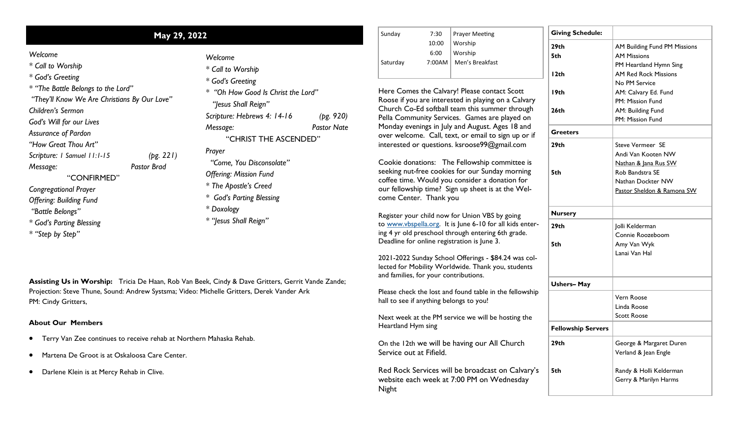## May 29, 2022

*Welcome*
*\* Call to Worship*
*\* God's Greeting*
*\* "The Battle Belongs to the Lord"*
*"They'll Know We Are Christians By Our Love"*
*Children's Sermon*
*God's Will for our Lives*
*Assurance of Pardon*
*"How Great Thou Art"*
*Scripture: I Samuel 11:1-15* *(pg. 221)*
*Message:* *Pastor Brad*
"CONFIRMED"
*Congregational Prayer*
*Offering: Building Fund*
*"Battle Belongs"*
*\* God's Parting Blessing*
*\* "Step by Step"*

*Welcome*
*\* Call to Worship*
*\* God's Greeting*
*\* "Oh How Good Is Christ the Lord"*
*"Jesus Shall Reign"*
*Scripture: Hebrews 4: 14-16* *(pg. 920)*
*Message:* *Pastor Nate*
"CHRIST THE ASCENDED"
*Prayer*
*"Come, You Disconsolate"*
*Offering: Mission Fund*
*\* The Apostle's Creed*
*\* God's Parting Blessing*
*\* Doxology*
*\* "Jesus Shall Reign"*

**Assisting Us in Worship:** Tricia De Haan, Rob Van Beek, Cindy & Dave Gritters, Gerrit Vande Zande; Projection: Steve Thune, Sound: Andrew Systsma; Video: Michelle Gritters, Derek Vander Ark
PM: Cindy Gritters,

**About Our Members**

- Terry Van Zee continues to receive rehab at Northern Mahaska Rehab.
- Martena De Groot is at Oskaloosa Care Center.
- Darlene Klein is at Mercy Rehab in Clive.

| | | |
|---|---|---|
| Sunday | 7:30 | Prayer Meeting |
| | 10:00 | Worship |
| | 6:00 | Worship |
| Saturday | 7:00AM | Men's Breakfast |

Here Comes the Calvary! Please contact Scott Roose if you are interested in playing on a Calvary Church Co-Ed softball team this summer through Pella Community Services. Games are played on Monday evenings in July and August. Ages 18 and over welcome. Call, text, or email to sign up or if interested or questions. ksroose99@gmail.com

Cookie donations: The Fellowship committee is seeking nut-free cookies for our Sunday morning coffee time. Would you consider a donation for our fellowship time? Sign up sheet is at the Welcome Center. Thank you

Register your child now for Union VBS by going to www.vbspella.org. It is June 6-10 for all kids entering 4 yr old preschool through entering 6th grade. Deadline for online registration is June 3.

2021-2022 Sunday School Offerings - $84.24 was collected for Mobility Worldwide. Thank you, students and families, for your contributions.

Please check the lost and found table in the fellowship hall to see if anything belongs to you!

Next week at the PM service we will be hosting the Heartland Hym sing

On the 12th we will be having our All Church Service out at Fifield.

Red Rock Services will be broadcast on Calvary's website each week at 7:00 PM on Wednesday Night

| **Giving Schedule:** | |
|---|---|
| **29th** | AM Building Fund PM Missions |
| **5th** | AM Missions<br>PM Heartland Hymn Sing |
| **12th** | AM Red Rock Missions<br>No PM Service |
| **19th** | AM: Calvary Ed. Fund<br>PM: Mission Fund |
| **26th** | AM: Building Fund<br>PM: Mission Fund |
| **Greeters** | |
| **29th** | Steve Vermeer SE<br>Andi Van Kooten NW<br>Nathan & Jana Rus SW |
| **5th** | Rob Bandstra SE<br>Nathan Dockter NW<br>Pastor Sheldon & Ramona SW |
| **Nursery** | |
| **29th** | Jolli Kelderman<br>Connie Roozeboom |
| **5th** | Amy Van Wyk<br>Lanai Van Hal |
| **Ushers– May** | |
| | Vern Roose<br>Linda Roose<br>Scott Roose |
| **Fellowship Servers** | |
| **29th** | George & Margaret Duren<br>Verland & Jean Engle |
| **5th** | Randy & Holli Kelderman<br>Gerry & Marilyn Harms |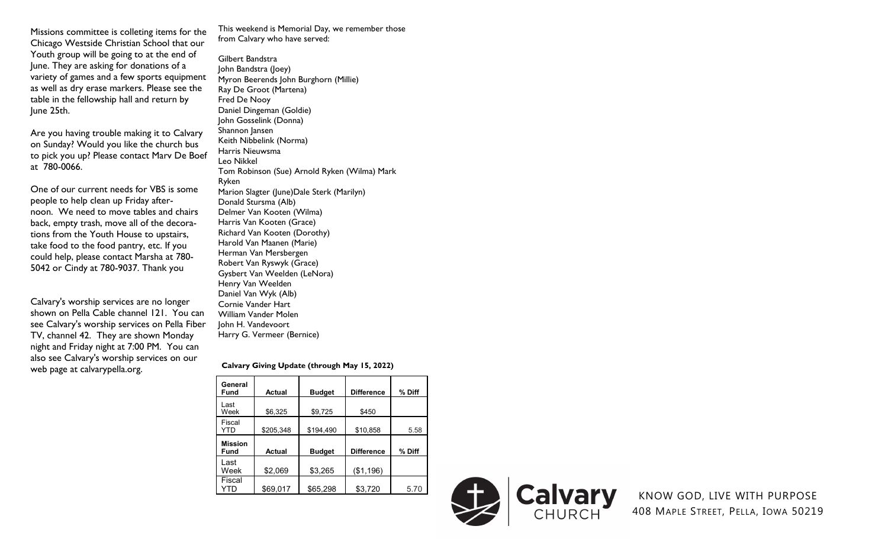Missions committee is colleting items for the Chicago Westside Christian School that our Youth group will be going to at the end of June. They are asking for donations of a variety of games and a few sports equipment as well as dry erase markers. Please see the table in the fellowship hall and return by June 25th.

Are you having trouble making it to Calvary on Sunday? Would you like the church bus to pick you up? Please contact Marv De Boef at 780-0066.

One of our current needs for VBS is some people to help clean up Friday afternoon. We need to move tables and chairs back, empty trash, move all of the decorations from the Youth House to upstairs, take food to the food pantry, etc. If you could help, please contact Marsha at 780-5042 or Cindy at 780-9037. Thank you

Calvary's worship services are no longer shown on Pella Cable channel 121. You can see Calvary's worship services on Pella Fiber TV, channel 42. They are shown Monday night and Friday night at 7:00 PM. You can also see Calvary's worship services on our web page at calvarypella.org.

This weekend is Memorial Day, we remember those from Calvary who have served:

Gilbert Bandstra
John Bandstra (Joey)
Myron Beerends John Burghorn (Millie)
Ray De Groot (Martena)
Fred De Nooy
Daniel Dingeman (Goldie)
John Gosselink (Donna)
Shannon Jansen
Keith Nibbelink (Norma)
Harris Nieuwsma
Leo Nikkel
Tom Robinson (Sue) Arnold Ryken (Wilma) Mark Ryken
Marion Slagter (June)Dale Sterk (Marilyn)
Donald Stursma (Alb)
Delmer Van Kooten (Wilma)
Harris Van Kooten (Grace)
Richard Van Kooten (Dorothy)
Harold Van Maanen (Marie)
Herman Van Mersbergen
Robert Van Ryswyk (Grace)
Gysbert Van Weelden (LeNora)
Henry Van Weelden
Daniel Van Wyk (Alb)
Cornie Vander Hart
William Vander Molen
John H. Vandevoort
Harry G. Vermeer (Bernice)

**Calvary Giving Update (through May 15, 2022)**

| General Fund | Actual | Budget | Difference | % Diff |
|---|---|---|---|---|
| Last Week | $6,325 | $9,725 | $450 | |
| Fiscal YTD | $205,348 | $194,490 | $10,858 | 5.58 |
| **Mission Fund** | **Actual** | **Budget** | **Difference** | **% Diff** |
| Last Week | $2,069 | $3,265 | ($1,196) | |
| Fiscal YTD | $69,017 | $65,298 | $3,720 | 5.70 |

Calvary CHURCH

KNOW GOD, LIVE WITH PURPOSE
408 MAPLE STREET, PELLA, IOWA 50219